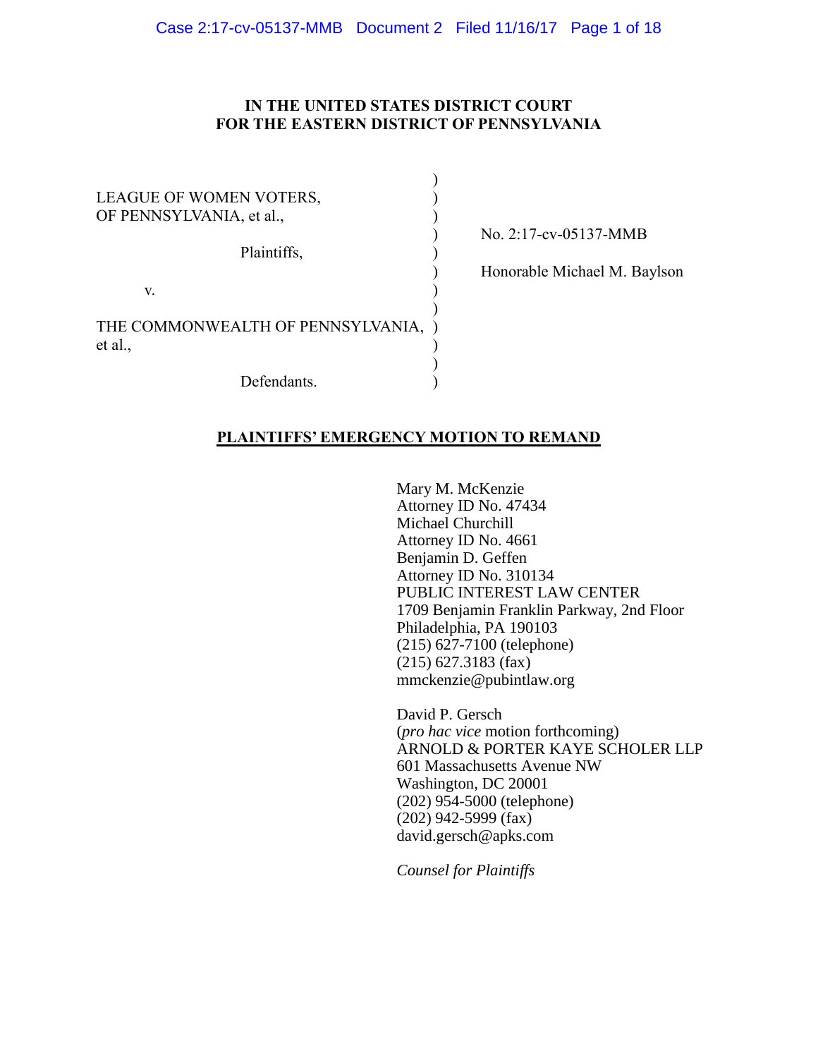# IN THE UNITED STATES DISTRICT COURT
# FOR THE EASTERN DISTRICT OF PENNSYLVANIA

LEAGUE OF WOMEN VOTERS,
OF PENNSYLVANIA, et al.,

Plaintiffs,

v.

THE COMMONWEALTH OF PENNSYLVANIA, et al.,

Defendants.

No. 2:17-cv-05137-MMB

Honorable Michael M. Baylson

## PLAINTIFFS' EMERGENCY MOTION TO REMAND

Mary M. McKenzie
Attorney ID No. 47434
Michael Churchill
Attorney ID No. 4661
Benjamin D. Geffen
Attorney ID No. 310134
PUBLIC INTEREST LAW CENTER
1709 Benjamin Franklin Parkway, 2nd Floor
Philadelphia, PA 190103
(215) 627-7100 (telephone)
(215) 627.3183 (fax)
mmckenzie@pubintlaw.org

David P. Gersch
(*pro hac vice* motion forthcoming)
ARNOLD & PORTER KAYE SCHOLER LLP
601 Massachusetts Avenue NW
Washington, DC 20001
(202) 954-5000 (telephone)
(202) 942-5999 (fax)
david.gersch@apks.com

*Counsel for Plaintiffs*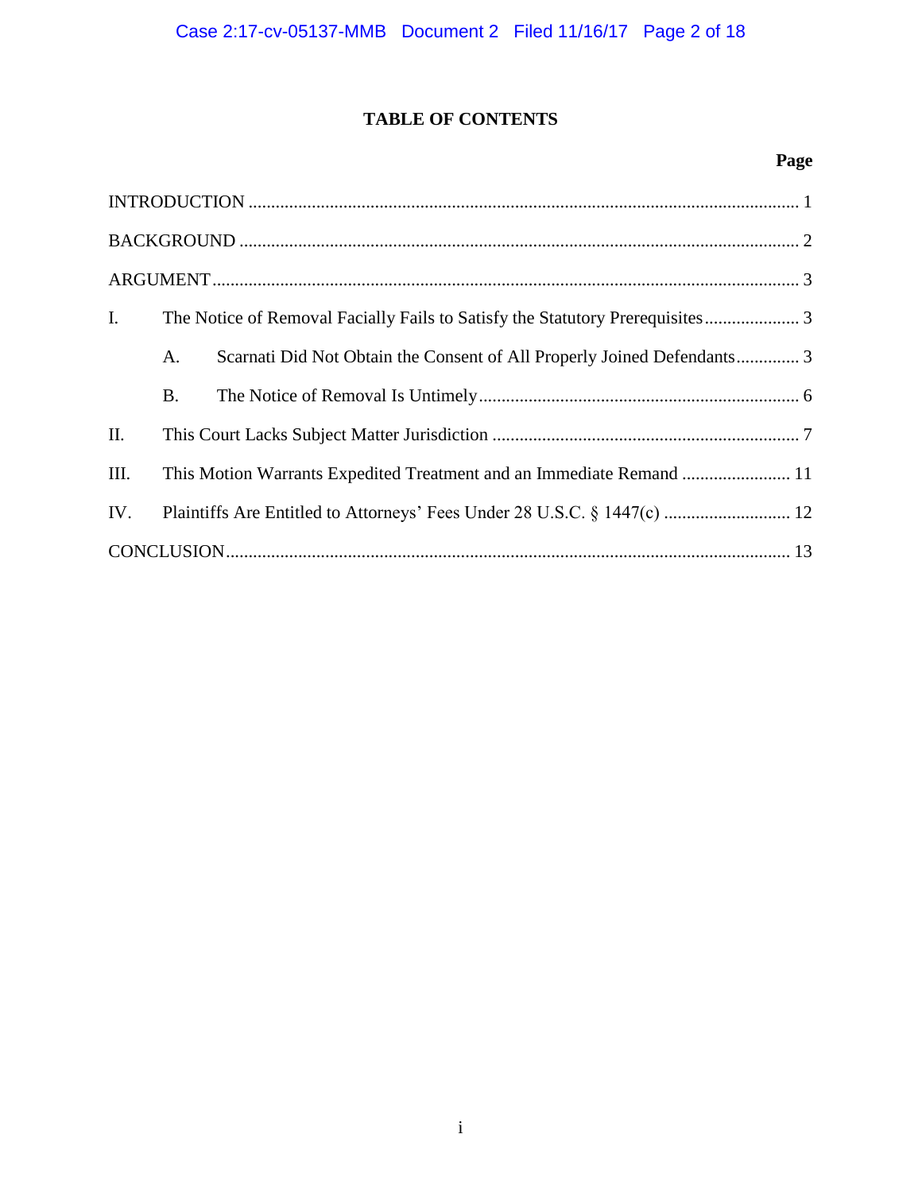# TABLE OF CONTENTS

| | | Page |
|---|---|---|
| INTRODUCTION | | 1 |
| BACKGROUND | | 2 |
| ARGUMENT | | 3 |
| I. | The Notice of Removal Facially Fails to Satisfy the Statutory Prerequisites | 3 |
| | A. Scarnati Did Not Obtain the Consent of All Properly Joined Defendants | 3 |
| | B. The Notice of Removal Is Untimely | 6 |
| II. | This Court Lacks Subject Matter Jurisdiction | 7 |
| III. | This Motion Warrants Expedited Treatment and an Immediate Remand | 11 |
| IV. | Plaintiffs Are Entitled to Attorneys' Fees Under 28 U.S.C. § 1447(c) | 12 |
| CONCLUSION | | 13 |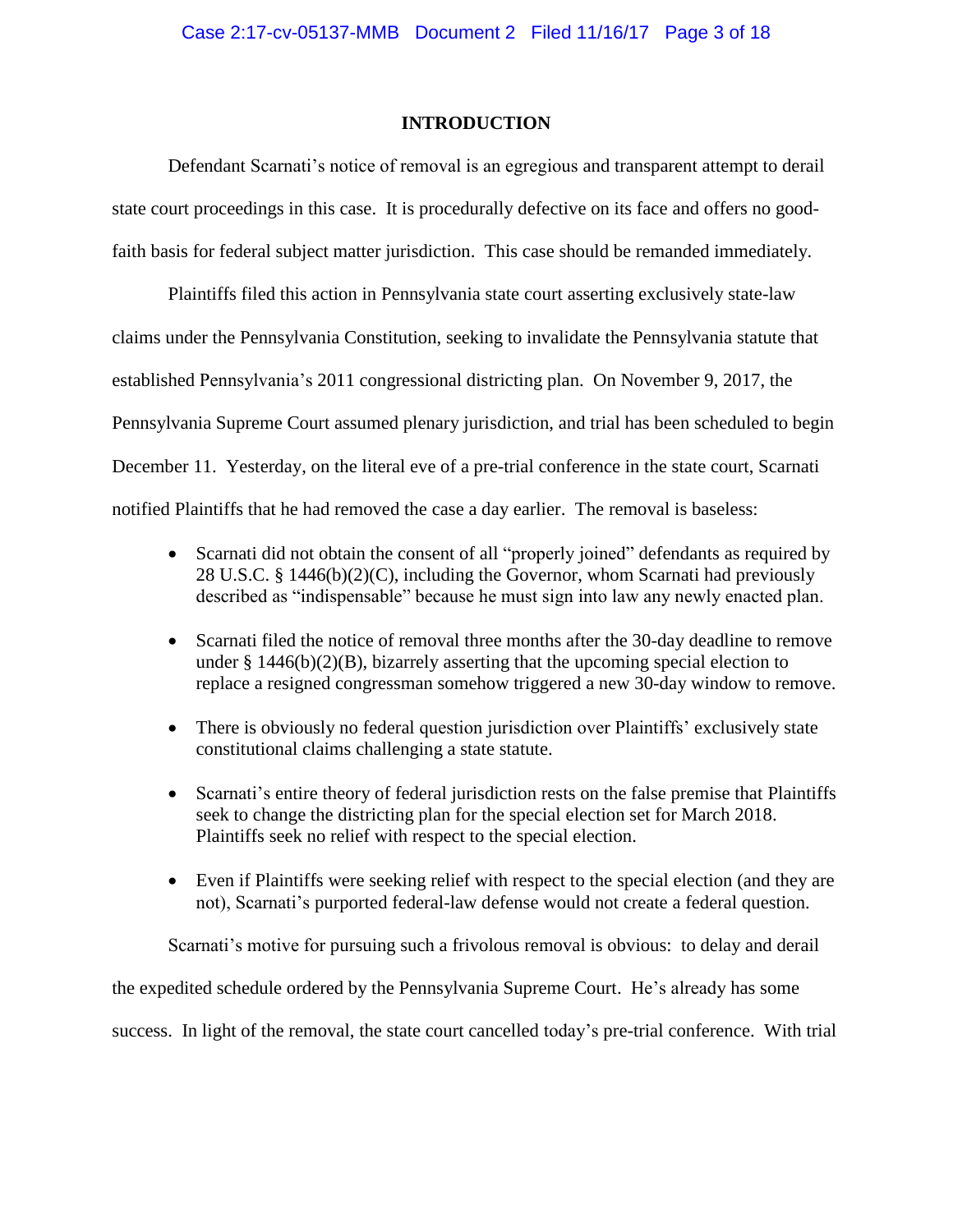## INTRODUCTION

Defendant Scarnati's notice of removal is an egregious and transparent attempt to derail state court proceedings in this case. It is procedurally defective on its face and offers no good-faith basis for federal subject matter jurisdiction. This case should be remanded immediately.

Plaintiffs filed this action in Pennsylvania state court asserting exclusively state-law claims under the Pennsylvania Constitution, seeking to invalidate the Pennsylvania statute that established Pennsylvania's 2011 congressional districting plan. On November 9, 2017, the Pennsylvania Supreme Court assumed plenary jurisdiction, and trial has been scheduled to begin December 11. Yesterday, on the literal eve of a pre-trial conference in the state court, Scarnati notified Plaintiffs that he had removed the case a day earlier. The removal is baseless:

- Scarnati did not obtain the consent of all "properly joined" defendants as required by 28 U.S.C. § 1446(b)(2)(C), including the Governor, whom Scarnati had previously described as "indispensable" because he must sign into law any newly enacted plan.
- Scarnati filed the notice of removal three months after the 30-day deadline to remove under § 1446(b)(2)(B), bizarrely asserting that the upcoming special election to replace a resigned congressman somehow triggered a new 30-day window to remove.
- There is obviously no federal question jurisdiction over Plaintiffs' exclusively state constitutional claims challenging a state statute.
- Scarnati's entire theory of federal jurisdiction rests on the false premise that Plaintiffs seek to change the districting plan for the special election set for March 2018. Plaintiffs seek no relief with respect to the special election.
- Even if Plaintiffs were seeking relief with respect to the special election (and they are not), Scarnati's purported federal-law defense would not create a federal question.

Scarnati's motive for pursuing such a frivolous removal is obvious: to delay and derail the expedited schedule ordered by the Pennsylvania Supreme Court. He's already has some success. In light of the removal, the state court cancelled today's pre-trial conference. With trial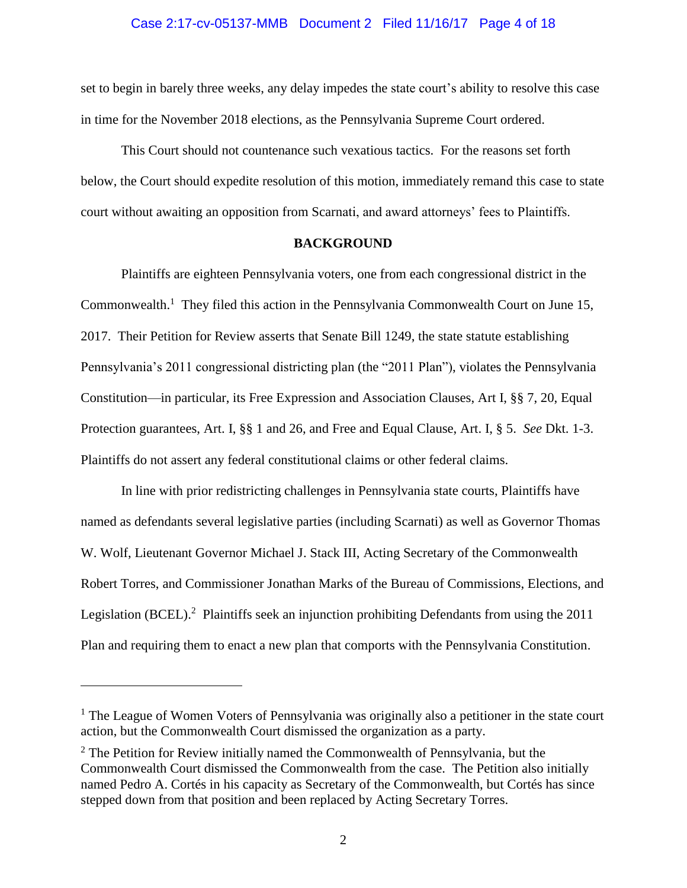set to begin in barely three weeks, any delay impedes the state court's ability to resolve this case in time for the November 2018 elections, as the Pennsylvania Supreme Court ordered.

This Court should not countenance such vexatious tactics. For the reasons set forth below, the Court should expedite resolution of this motion, immediately remand this case to state court without awaiting an opposition from Scarnati, and award attorneys' fees to Plaintiffs.

## BACKGROUND

Plaintiffs are eighteen Pennsylvania voters, one from each congressional district in the Commonwealth.[1] They filed this action in the Pennsylvania Commonwealth Court on June 15, 2017. Their Petition for Review asserts that Senate Bill 1249, the state statute establishing Pennsylvania's 2011 congressional districting plan (the "2011 Plan"), violates the Pennsylvania Constitution—in particular, its Free Expression and Association Clauses, Art I, §§ 7, 20, Equal Protection guarantees, Art. I, §§ 1 and 26, and Free and Equal Clause, Art. I, § 5. *See* Dkt. 1-3. Plaintiffs do not assert any federal constitutional claims or other federal claims.

In line with prior redistricting challenges in Pennsylvania state courts, Plaintiffs have named as defendants several legislative parties (including Scarnati) as well as Governor Thomas W. Wolf, Lieutenant Governor Michael J. Stack III, Acting Secretary of the Commonwealth Robert Torres, and Commissioner Jonathan Marks of the Bureau of Commissions, Elections, and Legislation (BCEL).[2] Plaintiffs seek an injunction prohibiting Defendants from using the 2011 Plan and requiring them to enact a new plan that comports with the Pennsylvania Constitution.

---

[1] The League of Women Voters of Pennsylvania was originally also a petitioner in the state court action, but the Commonwealth Court dismissed the organization as a party.

[2] The Petition for Review initially named the Commonwealth of Pennsylvania, but the Commonwealth Court dismissed the Commonwealth from the case. The Petition also initially named Pedro A. Cortés in his capacity as Secretary of the Commonwealth, but Cortés has since stepped down from that position and been replaced by Acting Secretary Torres.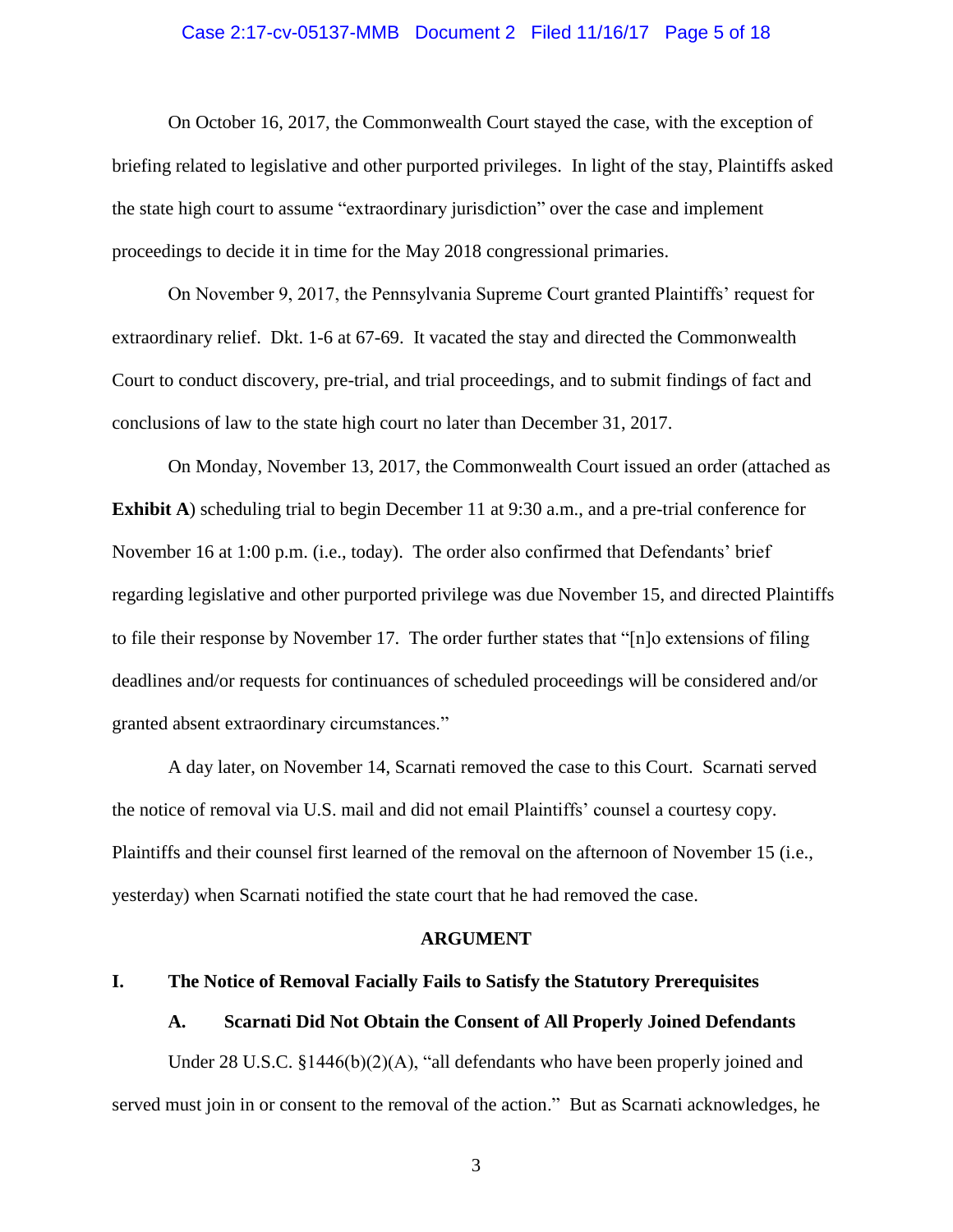On October 16, 2017, the Commonwealth Court stayed the case, with the exception of briefing related to legislative and other purported privileges. In light of the stay, Plaintiffs asked the state high court to assume "extraordinary jurisdiction" over the case and implement proceedings to decide it in time for the May 2018 congressional primaries.

On November 9, 2017, the Pennsylvania Supreme Court granted Plaintiffs' request for extraordinary relief. Dkt. 1-6 at 67-69. It vacated the stay and directed the Commonwealth Court to conduct discovery, pre-trial, and trial proceedings, and to submit findings of fact and conclusions of law to the state high court no later than December 31, 2017.

On Monday, November 13, 2017, the Commonwealth Court issued an order (attached as **Exhibit A**) scheduling trial to begin December 11 at 9:30 a.m., and a pre-trial conference for November 16 at 1:00 p.m. (i.e., today). The order also confirmed that Defendants' brief regarding legislative and other purported privilege was due November 15, and directed Plaintiffs to file their response by November 17. The order further states that "[n]o extensions of filing deadlines and/or requests for continuances of scheduled proceedings will be considered and/or granted absent extraordinary circumstances."

A day later, on November 14, Scarnati removed the case to this Court. Scarnati served the notice of removal via U.S. mail and did not email Plaintiffs' counsel a courtesy copy. Plaintiffs and their counsel first learned of the removal on the afternoon of November 15 (i.e., yesterday) when Scarnati notified the state court that he had removed the case.

## ARGUMENT

### I. The Notice of Removal Facially Fails to Satisfy the Statutory Prerequisites

#### A. Scarnati Did Not Obtain the Consent of All Properly Joined Defendants

Under 28 U.S.C. §1446(b)(2)(A), "all defendants who have been properly joined and served must join in or consent to the removal of the action." But as Scarnati acknowledges, he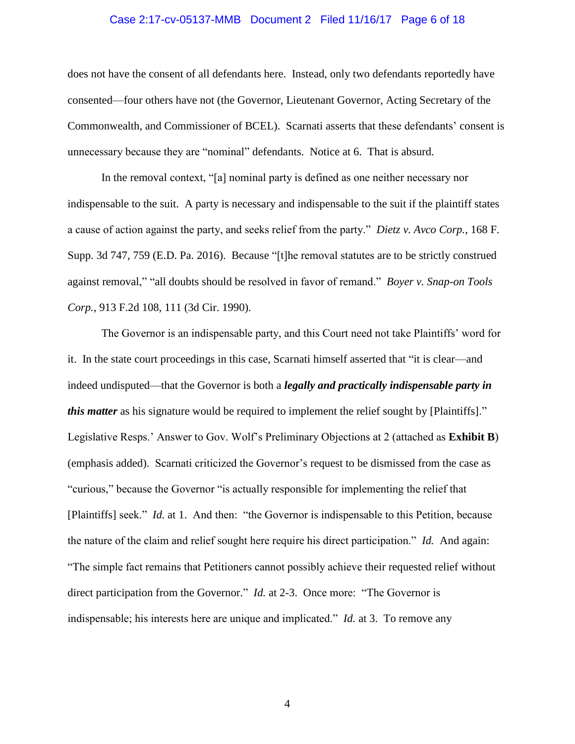does not have the consent of all defendants here. Instead, only two defendants reportedly have consented—four others have not (the Governor, Lieutenant Governor, Acting Secretary of the Commonwealth, and Commissioner of BCEL). Scarnati asserts that these defendants' consent is unnecessary because they are "nominal" defendants. Notice at 6. That is absurd.

In the removal context, "[a] nominal party is defined as one neither necessary nor indispensable to the suit. A party is necessary and indispensable to the suit if the plaintiff states a cause of action against the party, and seeks relief from the party." *Dietz v. Avco Corp.*, 168 F. Supp. 3d 747, 759 (E.D. Pa. 2016). Because "[t]he removal statutes are to be strictly construed against removal," "all doubts should be resolved in favor of remand." *Boyer v. Snap-on Tools Corp.*, 913 F.2d 108, 111 (3d Cir. 1990).

The Governor is an indispensable party, and this Court need not take Plaintiffs' word for it. In the state court proceedings in this case, Scarnati himself asserted that "it is clear—and indeed undisputed—that the Governor is both a ***legally and practically indispensable party in this matter*** as his signature would be required to implement the relief sought by [Plaintiffs]." Legislative Resps.' Answer to Gov. Wolf's Preliminary Objections at 2 (attached as **Exhibit B**) (emphasis added). Scarnati criticized the Governor's request to be dismissed from the case as "curious," because the Governor "is actually responsible for implementing the relief that [Plaintiffs] seek." *Id.* at 1. And then: "the Governor is indispensable to this Petition, because the nature of the claim and relief sought here require his direct participation." *Id.* And again: "The simple fact remains that Petitioners cannot possibly achieve their requested relief without direct participation from the Governor." *Id.* at 2-3. Once more: "The Governor is indispensable; his interests here are unique and implicated." *Id.* at 3. To remove any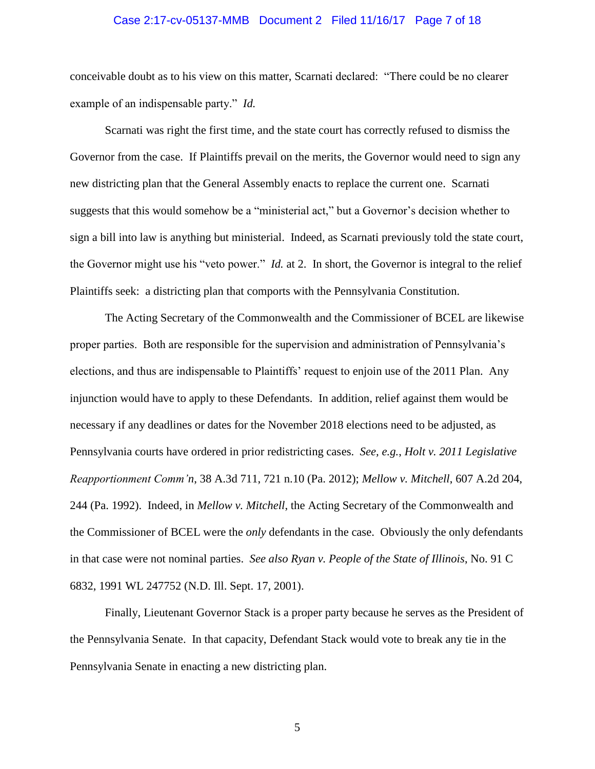conceivable doubt as to his view on this matter, Scarnati declared: "There could be no clearer example of an indispensable party." *Id.*

Scarnati was right the first time, and the state court has correctly refused to dismiss the Governor from the case. If Plaintiffs prevail on the merits, the Governor would need to sign any new districting plan that the General Assembly enacts to replace the current one. Scarnati suggests that this would somehow be a "ministerial act," but a Governor's decision whether to sign a bill into law is anything but ministerial. Indeed, as Scarnati previously told the state court, the Governor might use his "veto power." *Id.* at 2. In short, the Governor is integral to the relief Plaintiffs seek: a districting plan that comports with the Pennsylvania Constitution.

The Acting Secretary of the Commonwealth and the Commissioner of BCEL are likewise proper parties. Both are responsible for the supervision and administration of Pennsylvania's elections, and thus are indispensable to Plaintiffs' request to enjoin use of the 2011 Plan. Any injunction would have to apply to these Defendants. In addition, relief against them would be necessary if any deadlines or dates for the November 2018 elections need to be adjusted, as Pennsylvania courts have ordered in prior redistricting cases. *See, e.g.*, *Holt v. 2011 Legislative Reapportionment Comm'n*, 38 A.3d 711, 721 n.10 (Pa. 2012); *Mellow v. Mitchell*, 607 A.2d 204, 244 (Pa. 1992). Indeed, in *Mellow v. Mitchell*, the Acting Secretary of the Commonwealth and the Commissioner of BCEL were the *only* defendants in the case. Obviously the only defendants in that case were not nominal parties. *See also Ryan v. People of the State of Illinois*, No. 91 C 6832, 1991 WL 247752 (N.D. Ill. Sept. 17, 2001).

Finally, Lieutenant Governor Stack is a proper party because he serves as the President of the Pennsylvania Senate. In that capacity, Defendant Stack would vote to break any tie in the Pennsylvania Senate in enacting a new districting plan.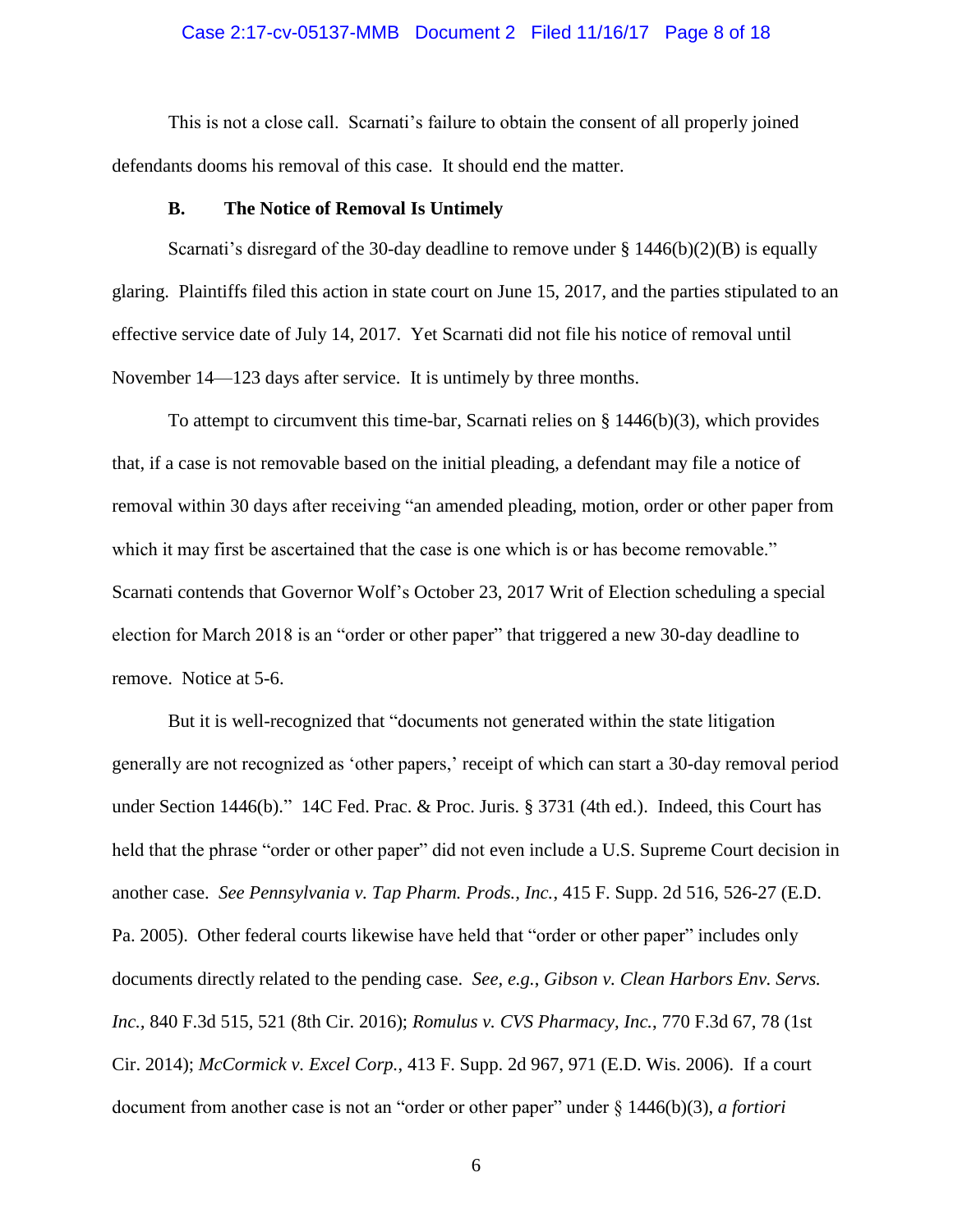This is not a close call. Scarnati's failure to obtain the consent of all properly joined defendants dooms his removal of this case. It should end the matter.

### B. The Notice of Removal Is Untimely

Scarnati's disregard of the 30-day deadline to remove under § 1446(b)(2)(B) is equally glaring. Plaintiffs filed this action in state court on June 15, 2017, and the parties stipulated to an effective service date of July 14, 2017. Yet Scarnati did not file his notice of removal until November 14—123 days after service. It is untimely by three months.

To attempt to circumvent this time-bar, Scarnati relies on § 1446(b)(3), which provides that, if a case is not removable based on the initial pleading, a defendant may file a notice of removal within 30 days after receiving "an amended pleading, motion, order or other paper from which it may first be ascertained that the case is one which is or has become removable." Scarnati contends that Governor Wolf's October 23, 2017 Writ of Election scheduling a special election for March 2018 is an "order or other paper" that triggered a new 30-day deadline to remove. Notice at 5-6.

But it is well-recognized that "documents not generated within the state litigation generally are not recognized as 'other papers,' receipt of which can start a 30-day removal period under Section 1446(b)." 14C Fed. Prac. & Proc. Juris. § 3731 (4th ed.). Indeed, this Court has held that the phrase "order or other paper" did not even include a U.S. Supreme Court decision in another case. *See Pennsylvania v. Tap Pharm. Prods., Inc.*, 415 F. Supp. 2d 516, 526-27 (E.D. Pa. 2005). Other federal courts likewise have held that "order or other paper" includes only documents directly related to the pending case. *See, e.g.*, *Gibson v. Clean Harbors Env. Servs. Inc.*, 840 F.3d 515, 521 (8th Cir. 2016); *Romulus v. CVS Pharmacy, Inc.*, 770 F.3d 67, 78 (1st Cir. 2014); *McCormick v. Excel Corp.*, 413 F. Supp. 2d 967, 971 (E.D. Wis. 2006). If a court document from another case is not an "order or other paper" under § 1446(b)(3), *a fortiori*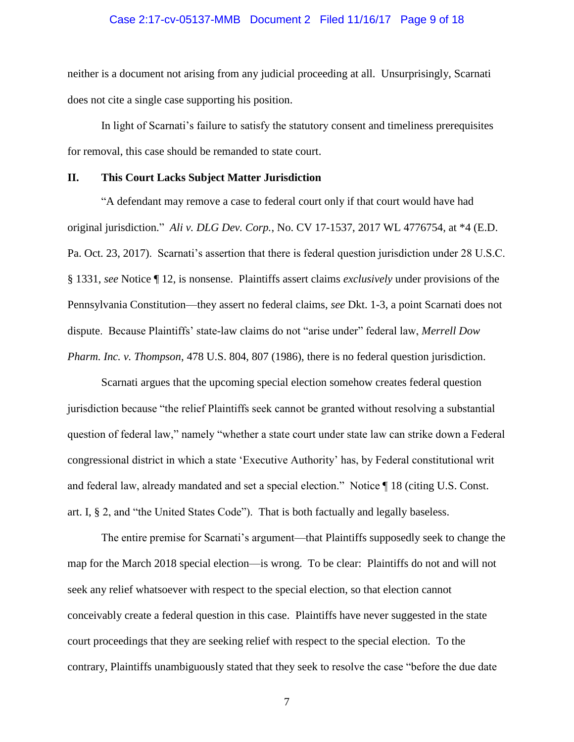neither is a document not arising from any judicial proceeding at all. Unsurprisingly, Scarnati does not cite a single case supporting his position.

In light of Scarnati's failure to satisfy the statutory consent and timeliness prerequisites for removal, this case should be remanded to state court.

## II. This Court Lacks Subject Matter Jurisdiction

"A defendant may remove a case to federal court only if that court would have had original jurisdiction." *Ali v. DLG Dev. Corp.*, No. CV 17-1537, 2017 WL 4776754, at *4 (E.D. Pa. Oct. 23, 2017). Scarnati's assertion that there is federal question jurisdiction under 28 U.S.C. § 1331, *see* Notice ¶ 12, is nonsense. Plaintiffs assert claims *exclusively* under provisions of the Pennsylvania Constitution—they assert no federal claims, *see* Dkt. 1-3, a point Scarnati does not dispute. Because Plaintiffs' state-law claims do not "arise under" federal law, *Merrell Dow Pharm. Inc. v. Thompson*, 478 U.S. 804, 807 (1986), there is no federal question jurisdiction.

Scarnati argues that the upcoming special election somehow creates federal question jurisdiction because "the relief Plaintiffs seek cannot be granted without resolving a substantial question of federal law," namely "whether a state court under state law can strike down a Federal congressional district in which a state 'Executive Authority' has, by Federal constitutional writ and federal law, already mandated and set a special election." Notice ¶ 18 (citing U.S. Const. art. I, § 2, and "the United States Code"). That is both factually and legally baseless.

The entire premise for Scarnati's argument—that Plaintiffs supposedly seek to change the map for the March 2018 special election—is wrong. To be clear: Plaintiffs do not and will not seek any relief whatsoever with respect to the special election, so that election cannot conceivably create a federal question in this case. Plaintiffs have never suggested in the state court proceedings that they are seeking relief with respect to the special election. To the contrary, Plaintiffs unambiguously stated that they seek to resolve the case "before the due date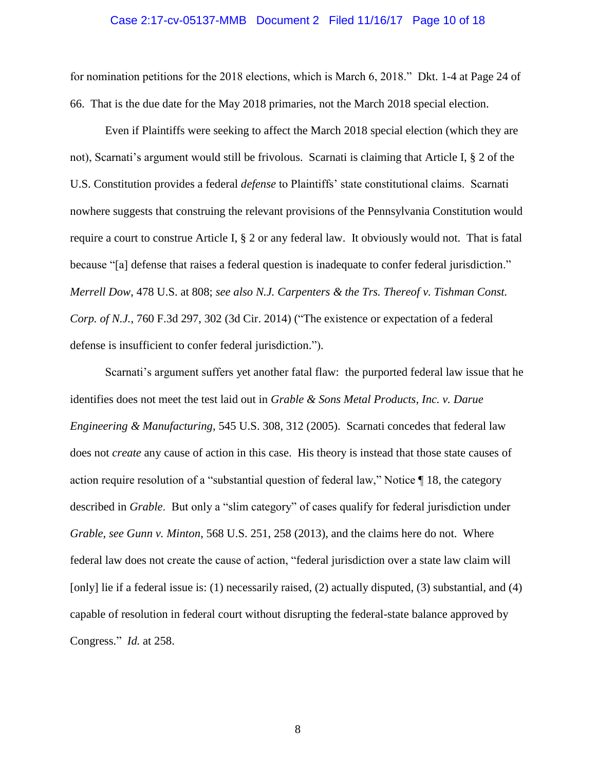for nomination petitions for the 2018 elections, which is March 6, 2018." Dkt. 1-4 at Page 24 of 66. That is the due date for the May 2018 primaries, not the March 2018 special election.

Even if Plaintiffs were seeking to affect the March 2018 special election (which they are not), Scarnati's argument would still be frivolous. Scarnati is claiming that Article I, § 2 of the U.S. Constitution provides a federal *defense* to Plaintiffs' state constitutional claims. Scarnati nowhere suggests that construing the relevant provisions of the Pennsylvania Constitution would require a court to construe Article I, § 2 or any federal law. It obviously would not. That is fatal because "[a] defense that raises a federal question is inadequate to confer federal jurisdiction." *Merrell Dow*, 478 U.S. at 808; *see also N.J. Carpenters & the Trs. Thereof v. Tishman Const. Corp. of N.J.*, 760 F.3d 297, 302 (3d Cir. 2014) ("The existence or expectation of a federal defense is insufficient to confer federal jurisdiction.").

Scarnati's argument suffers yet another fatal flaw: the purported federal law issue that he identifies does not meet the test laid out in *Grable & Sons Metal Products, Inc. v. Darue Engineering & Manufacturing*, 545 U.S. 308, 312 (2005). Scarnati concedes that federal law does not *create* any cause of action in this case. His theory is instead that those state causes of action require resolution of a "substantial question of federal law," Notice ¶ 18, the category described in *Grable*. But only a "slim category" of cases qualify for federal jurisdiction under *Grable*, *see Gunn v. Minton*, 568 U.S. 251, 258 (2013), and the claims here do not. Where federal law does not create the cause of action, "federal jurisdiction over a state law claim will [only] lie if a federal issue is: (1) necessarily raised, (2) actually disputed, (3) substantial, and (4) capable of resolution in federal court without disrupting the federal-state balance approved by Congress." *Id.* at 258.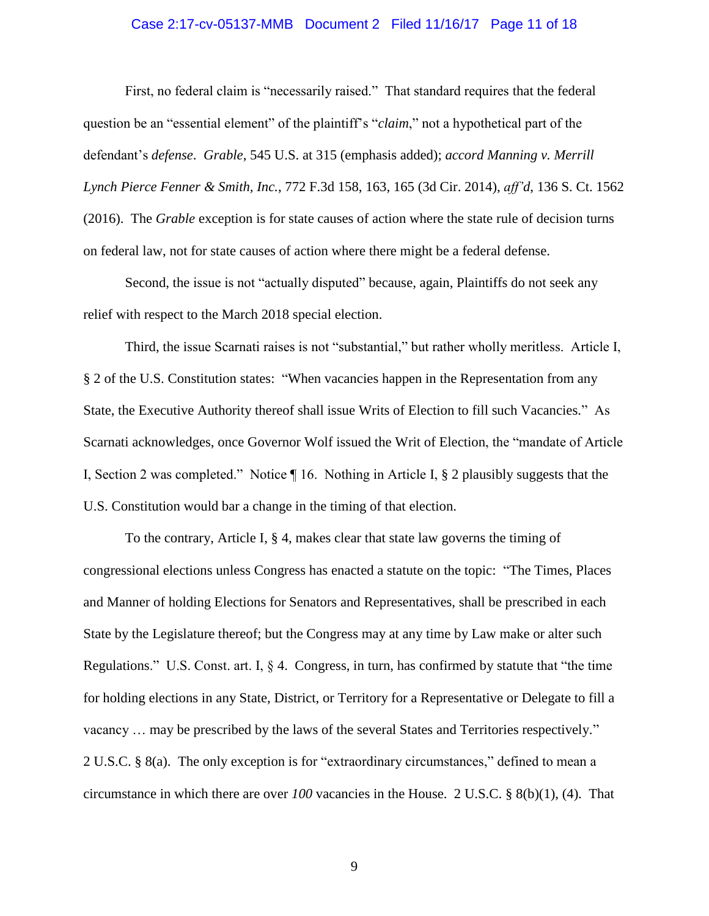First, no federal claim is "necessarily raised." That standard requires that the federal question be an "essential element" of the plaintiff's "*claim*," not a hypothetical part of the defendant's *defense*. *Grable*, 545 U.S. at 315 (emphasis added); *accord Manning v. Merrill Lynch Pierce Fenner & Smith, Inc.*, 772 F.3d 158, 163, 165 (3d Cir. 2014), *aff'd*, 136 S. Ct. 1562 (2016). The *Grable* exception is for state causes of action where the state rule of decision turns on federal law, not for state causes of action where there might be a federal defense.

Second, the issue is not "actually disputed" because, again, Plaintiffs do not seek any relief with respect to the March 2018 special election.

Third, the issue Scarnati raises is not "substantial," but rather wholly meritless. Article I, § 2 of the U.S. Constitution states: "When vacancies happen in the Representation from any State, the Executive Authority thereof shall issue Writs of Election to fill such Vacancies." As Scarnati acknowledges, once Governor Wolf issued the Writ of Election, the "mandate of Article I, Section 2 was completed." Notice ¶ 16. Nothing in Article I, § 2 plausibly suggests that the U.S. Constitution would bar a change in the timing of that election.

To the contrary, Article I, § 4, makes clear that state law governs the timing of congressional elections unless Congress has enacted a statute on the topic: "The Times, Places and Manner of holding Elections for Senators and Representatives, shall be prescribed in each State by the Legislature thereof; but the Congress may at any time by Law make or alter such Regulations." U.S. Const. art. I, § 4. Congress, in turn, has confirmed by statute that "the time for holding elections in any State, District, or Territory for a Representative or Delegate to fill a vacancy … may be prescribed by the laws of the several States and Territories respectively." 2 U.S.C. § 8(a). The only exception is for "extraordinary circumstances," defined to mean a circumstance in which there are over *100* vacancies in the House. 2 U.S.C. § 8(b)(1), (4). That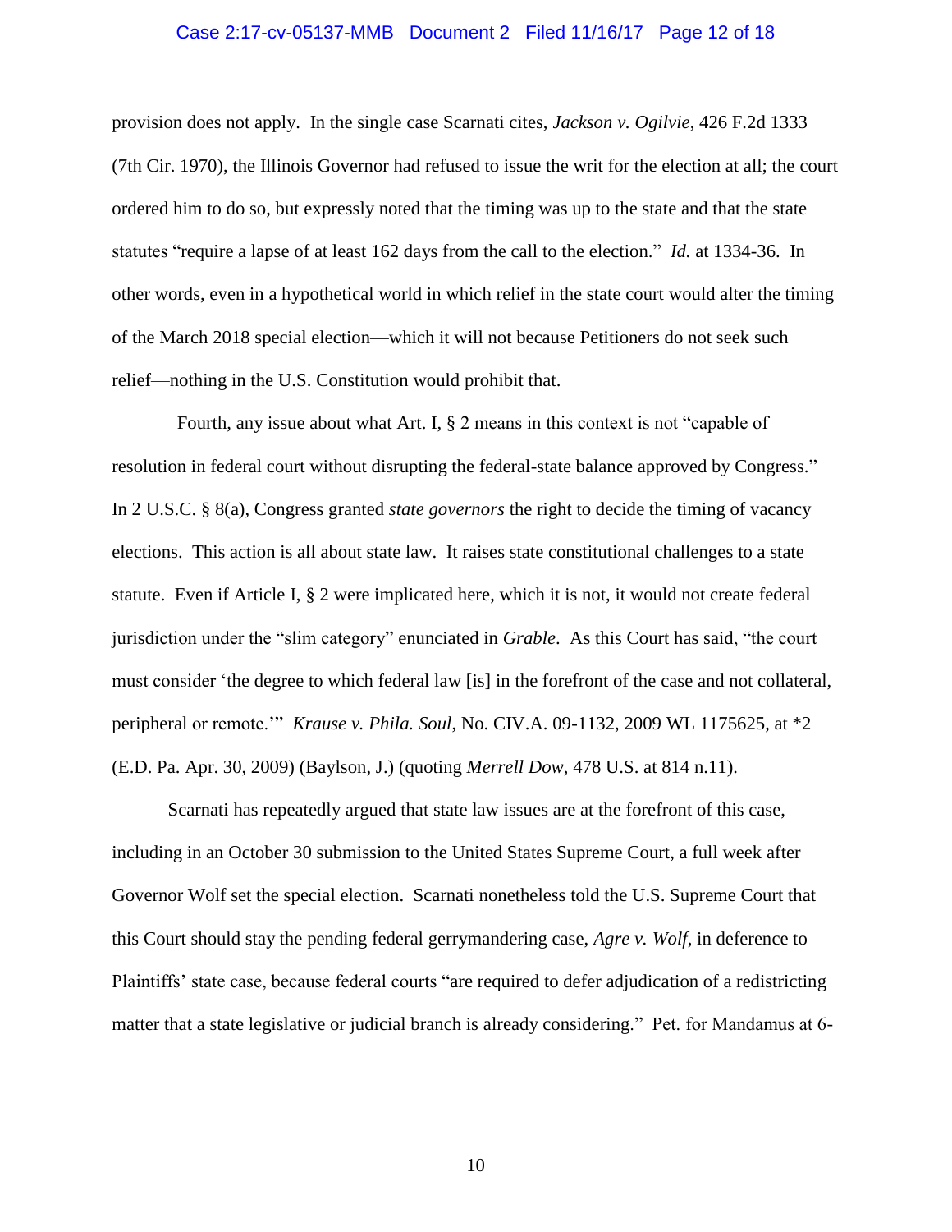provision does not apply. In the single case Scarnati cites, *Jackson v. Ogilvie*, 426 F.2d 1333 (7th Cir. 1970), the Illinois Governor had refused to issue the writ for the election at all; the court ordered him to do so, but expressly noted that the timing was up to the state and that the state statutes "require a lapse of at least 162 days from the call to the election." *Id.* at 1334-36. In other words, even in a hypothetical world in which relief in the state court would alter the timing of the March 2018 special election—which it will not because Petitioners do not seek such relief—nothing in the U.S. Constitution would prohibit that.

Fourth, any issue about what Art. I, § 2 means in this context is not "capable of resolution in federal court without disrupting the federal-state balance approved by Congress." In 2 U.S.C. § 8(a), Congress granted *state governors* the right to decide the timing of vacancy elections. This action is all about state law. It raises state constitutional challenges to a state statute. Even if Article I, § 2 were implicated here, which it is not, it would not create federal jurisdiction under the "slim category" enunciated in *Grable*. As this Court has said, "the court must consider 'the degree to which federal law [is] in the forefront of the case and not collateral, peripheral or remote.'" *Krause v. Phila. Soul*, No. CIV.A. 09-1132, 2009 WL 1175625, at *2 (E.D. Pa. Apr. 30, 2009) (Baylson, J.) (quoting *Merrell Dow*, 478 U.S. at 814 n.11).

Scarnati has repeatedly argued that state law issues are at the forefront of this case, including in an October 30 submission to the United States Supreme Court, a full week after Governor Wolf set the special election. Scarnati nonetheless told the U.S. Supreme Court that this Court should stay the pending federal gerrymandering case, *Agre v. Wolf*, in deference to Plaintiffs' state case, because federal courts "are required to defer adjudication of a redistricting matter that a state legislative or judicial branch is already considering." Pet. for Mandamus at 6-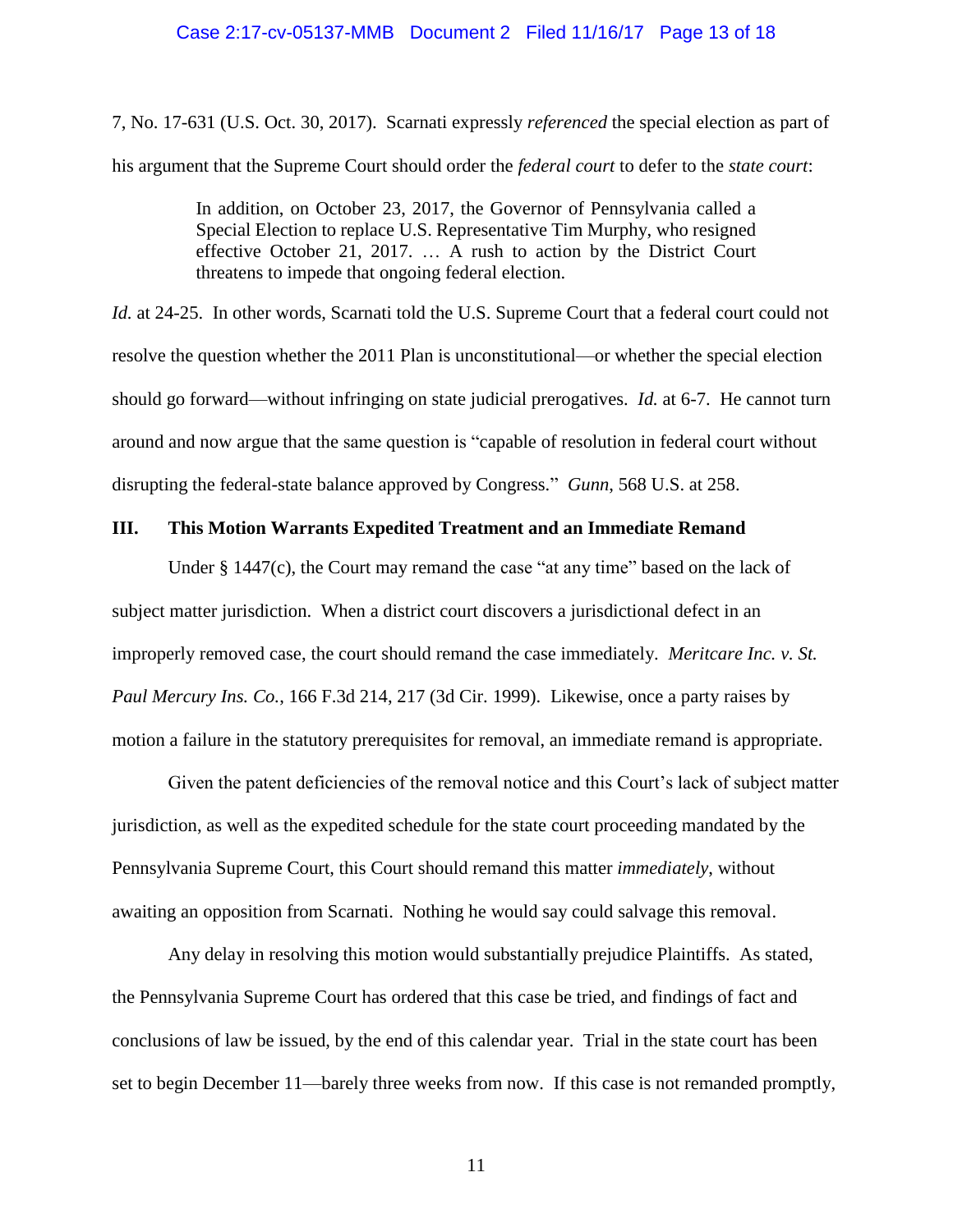7, No. 17-631 (U.S. Oct. 30, 2017). Scarnati expressly *referenced* the special election as part of his argument that the Supreme Court should order the *federal court* to defer to the *state court*:

> In addition, on October 23, 2017, the Governor of Pennsylvania called a Special Election to replace U.S. Representative Tim Murphy, who resigned effective October 21, 2017. … A rush to action by the District Court threatens to impede that ongoing federal election.

*Id.* at 24-25. In other words, Scarnati told the U.S. Supreme Court that a federal court could not resolve the question whether the 2011 Plan is unconstitutional—or whether the special election should go forward—without infringing on state judicial prerogatives. *Id.* at 6-7. He cannot turn around and now argue that the same question is "capable of resolution in federal court without disrupting the federal-state balance approved by Congress." *Gunn*, 568 U.S. at 258.

## III. This Motion Warrants Expedited Treatment and an Immediate Remand

Under § 1447(c), the Court may remand the case "at any time" based on the lack of subject matter jurisdiction. When a district court discovers a jurisdictional defect in an improperly removed case, the court should remand the case immediately. *Meritcare Inc. v. St. Paul Mercury Ins. Co.*, 166 F.3d 214, 217 (3d Cir. 1999). Likewise, once a party raises by motion a failure in the statutory prerequisites for removal, an immediate remand is appropriate.

Given the patent deficiencies of the removal notice and this Court's lack of subject matter jurisdiction, as well as the expedited schedule for the state court proceeding mandated by the Pennsylvania Supreme Court, this Court should remand this matter *immediately*, without awaiting an opposition from Scarnati. Nothing he would say could salvage this removal.

Any delay in resolving this motion would substantially prejudice Plaintiffs. As stated, the Pennsylvania Supreme Court has ordered that this case be tried, and findings of fact and conclusions of law be issued, by the end of this calendar year. Trial in the state court has been set to begin December 11—barely three weeks from now. If this case is not remanded promptly,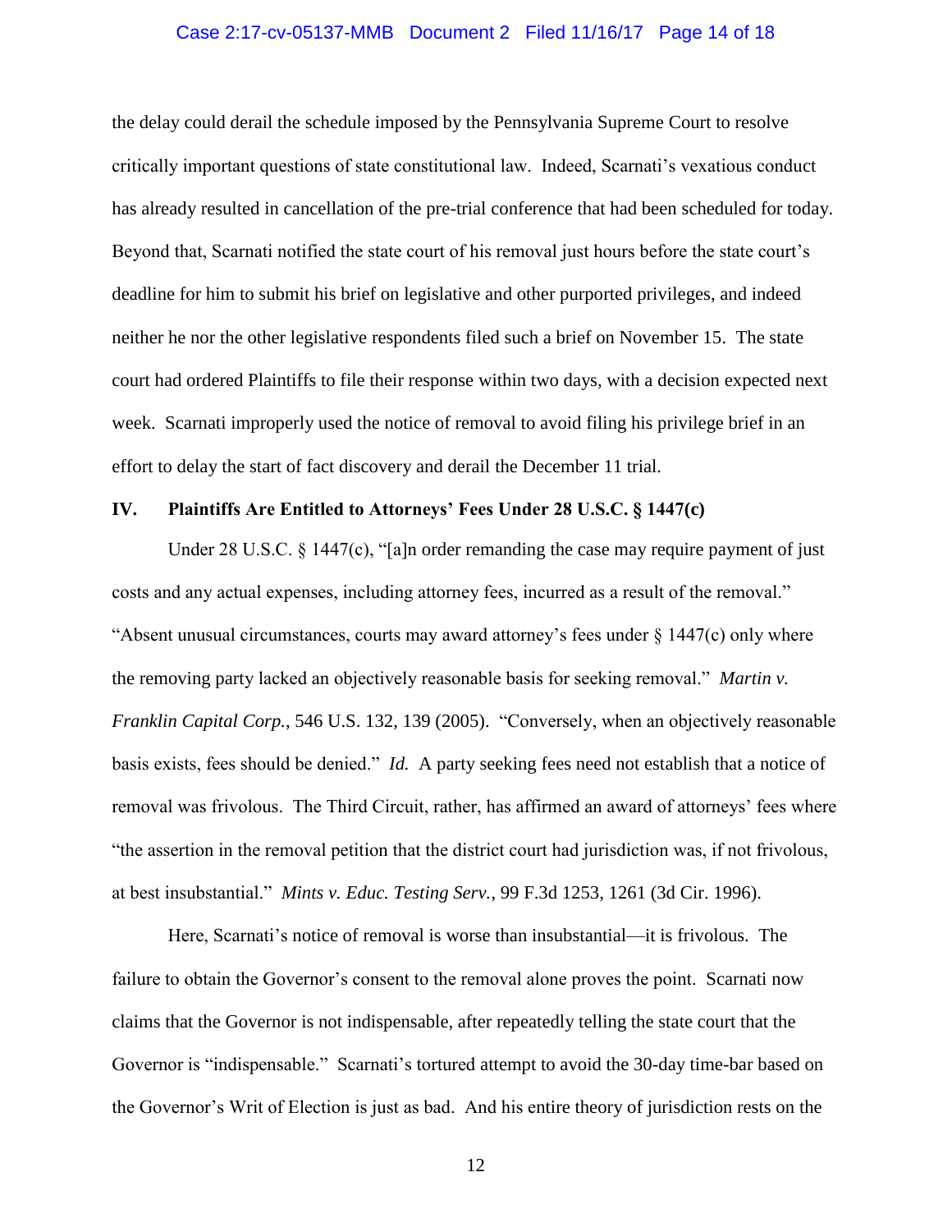the delay could derail the schedule imposed by the Pennsylvania Supreme Court to resolve critically important questions of state constitutional law. Indeed, Scarnati's vexatious conduct has already resulted in cancellation of the pre-trial conference that had been scheduled for today. Beyond that, Scarnati notified the state court of his removal just hours before the state court's deadline for him to submit his brief on legislative and other purported privileges, and indeed neither he nor the other legislative respondents filed such a brief on November 15. The state court had ordered Plaintiffs to file their response within two days, with a decision expected next week. Scarnati improperly used the notice of removal to avoid filing his privilege brief in an effort to delay the start of fact discovery and derail the December 11 trial.

## IV. Plaintiffs Are Entitled to Attorneys' Fees Under 28 U.S.C. § 1447(c)

Under 28 U.S.C. § 1447(c), "[a]n order remanding the case may require payment of just costs and any actual expenses, including attorney fees, incurred as a result of the removal." "Absent unusual circumstances, courts may award attorney's fees under § 1447(c) only where the removing party lacked an objectively reasonable basis for seeking removal." *Martin v. Franklin Capital Corp.*, 546 U.S. 132, 139 (2005). "Conversely, when an objectively reasonable basis exists, fees should be denied." *Id.* A party seeking fees need not establish that a notice of removal was frivolous. The Third Circuit, rather, has affirmed an award of attorneys' fees where "the assertion in the removal petition that the district court had jurisdiction was, if not frivolous, at best insubstantial." *Mints v. Educ. Testing Serv.*, 99 F.3d 1253, 1261 (3d Cir. 1996).

Here, Scarnati's notice of removal is worse than insubstantial—it is frivolous. The failure to obtain the Governor's consent to the removal alone proves the point. Scarnati now claims that the Governor is not indispensable, after repeatedly telling the state court that the Governor is "indispensable." Scarnati's tortured attempt to avoid the 30-day time-bar based on the Governor's Writ of Election is just as bad. And his entire theory of jurisdiction rests on the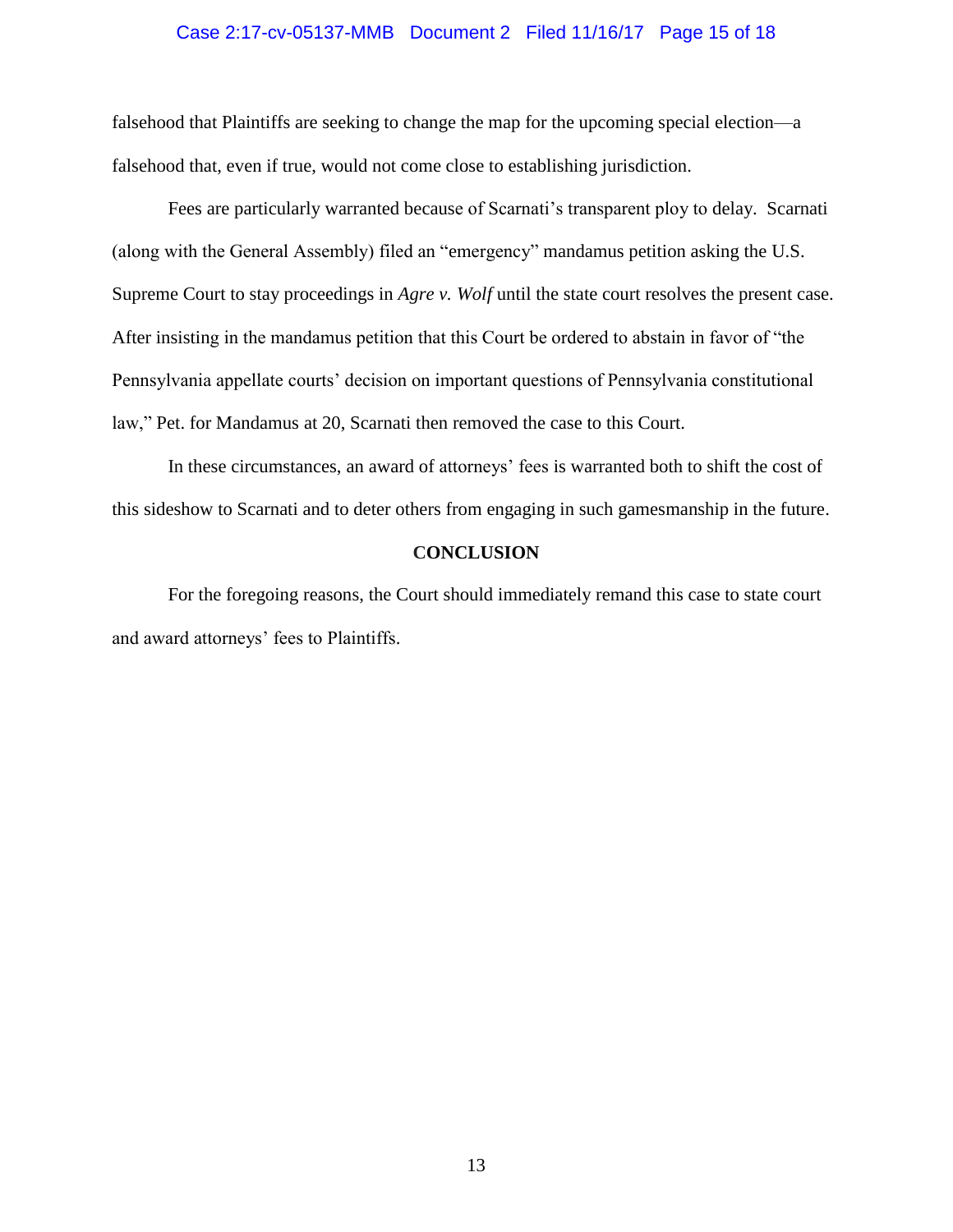falsehood that Plaintiffs are seeking to change the map for the upcoming special election—a falsehood that, even if true, would not come close to establishing jurisdiction.

Fees are particularly warranted because of Scarnati's transparent ploy to delay. Scarnati (along with the General Assembly) filed an "emergency" mandamus petition asking the U.S. Supreme Court to stay proceedings in *Agre v. Wolf* until the state court resolves the present case. After insisting in the mandamus petition that this Court be ordered to abstain in favor of "the Pennsylvania appellate courts' decision on important questions of Pennsylvania constitutional law," Pet. for Mandamus at 20, Scarnati then removed the case to this Court.

In these circumstances, an award of attorneys' fees is warranted both to shift the cost of this sideshow to Scarnati and to deter others from engaging in such gamesmanship in the future.

## CONCLUSION

For the foregoing reasons, the Court should immediately remand this case to state court and award attorneys' fees to Plaintiffs.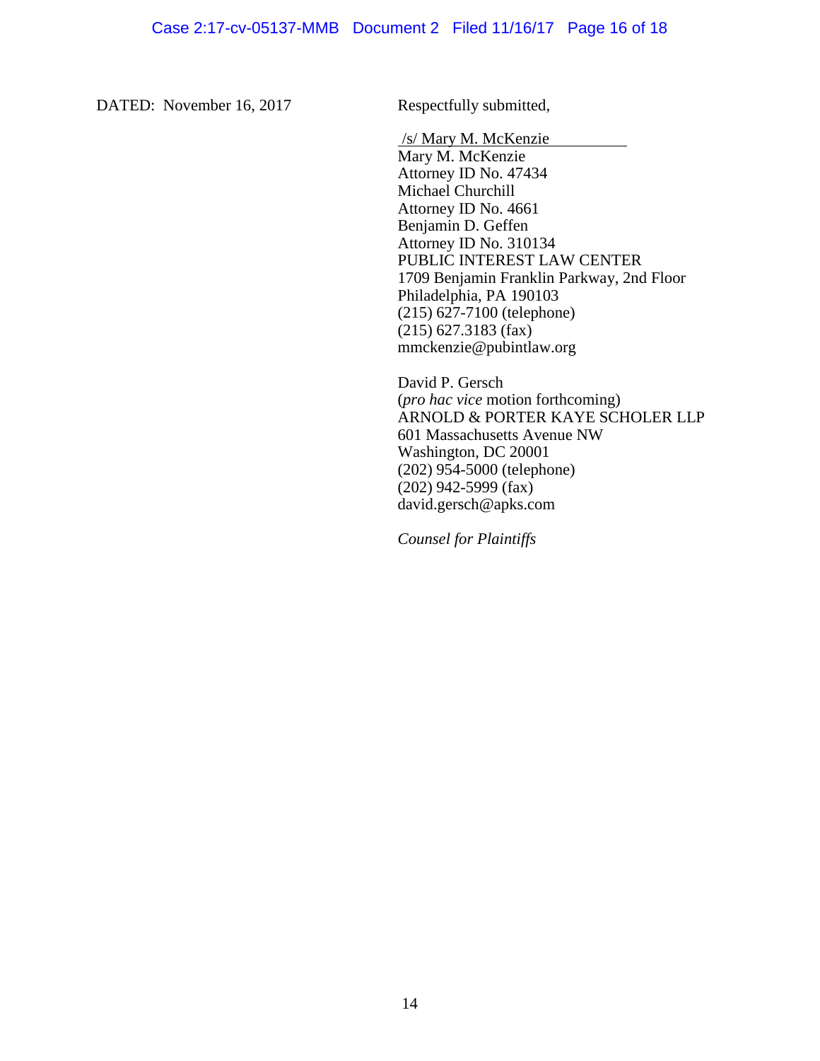DATED: November 16, 2017

Respectfully submitted,

/s/ Mary M. McKenzie
Mary M. McKenzie
Attorney ID No. 47434
Michael Churchill
Attorney ID No. 4661
Benjamin D. Geffen
Attorney ID No. 310134
PUBLIC INTEREST LAW CENTER
1709 Benjamin Franklin Parkway, 2nd Floor
Philadelphia, PA 190103
(215) 627-7100 (telephone)
(215) 627.3183 (fax)
mmckenzie@pubintlaw.org

David P. Gersch
(*pro hac vice* motion forthcoming)
ARNOLD & PORTER KAYE SCHOLER LLP
601 Massachusetts Avenue NW
Washington, DC 20001
(202) 954-5000 (telephone)
(202) 942-5999 (fax)
david.gersch@apks.com

*Counsel for Plaintiffs*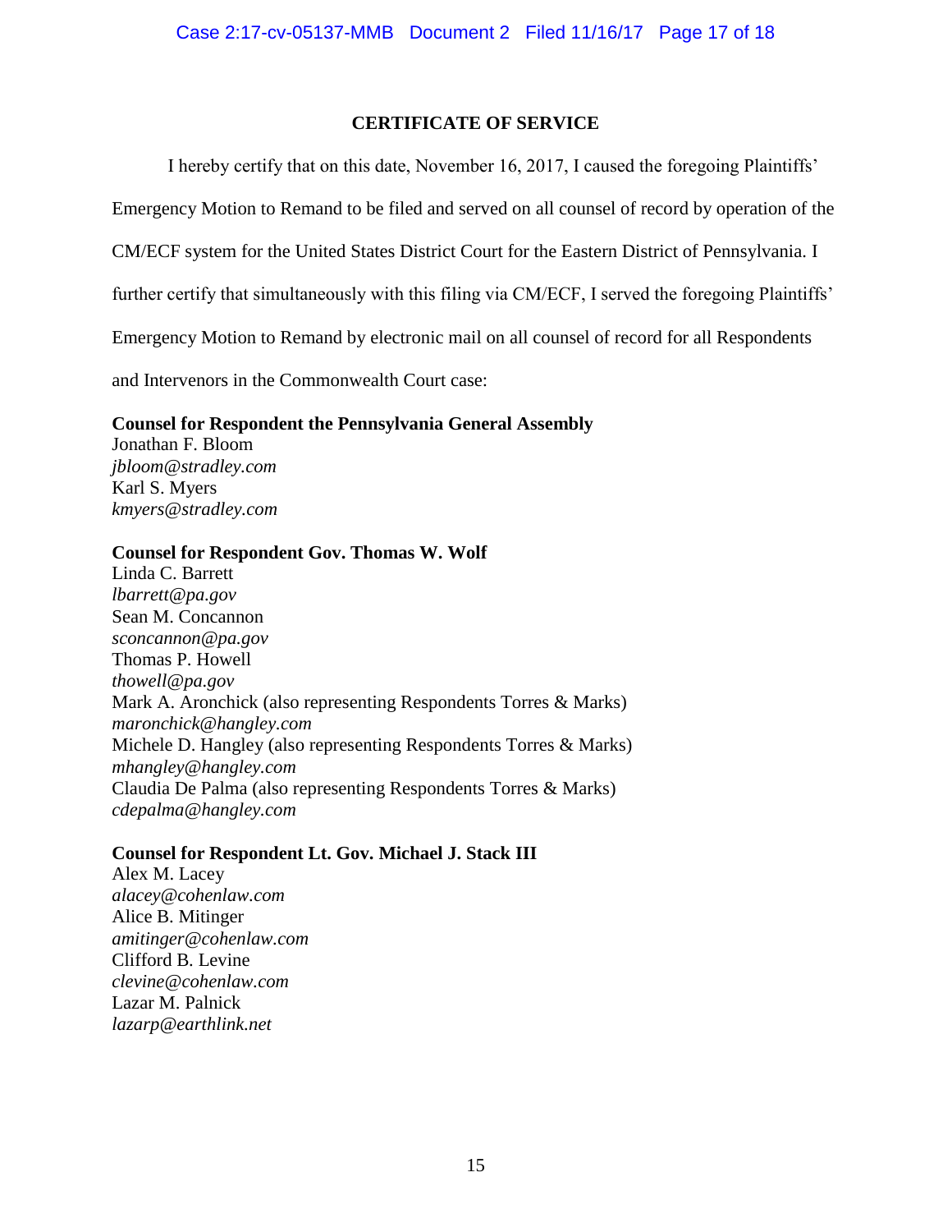## CERTIFICATE OF SERVICE

I hereby certify that on this date, November 16, 2017, I caused the foregoing Plaintiffs' Emergency Motion to Remand to be filed and served on all counsel of record by operation of the CM/ECF system for the United States District Court for the Eastern District of Pennsylvania. I further certify that simultaneously with this filing via CM/ECF, I served the foregoing Plaintiffs' Emergency Motion to Remand by electronic mail on all counsel of record for all Respondents and Intervenors in the Commonwealth Court case:

**Counsel for Respondent the Pennsylvania General Assembly**
Jonathan F. Bloom
*jbloom@stradley.com*
Karl S. Myers
*kmyers@stradley.com*

**Counsel for Respondent Gov. Thomas W. Wolf**
Linda C. Barrett
*lbarrett@pa.gov*
Sean M. Concannon
*sconcannon@pa.gov*
Thomas P. Howell
*thowell@pa.gov*
Mark A. Aronchick (also representing Respondents Torres & Marks)
*maronchick@hangley.com*
Michele D. Hangley (also representing Respondents Torres & Marks)
*mhangley@hangley.com*
Claudia De Palma (also representing Respondents Torres & Marks)
*cdepalma@hangley.com*

**Counsel for Respondent Lt. Gov. Michael J. Stack III**
Alex M. Lacey
*alacey@cohenlaw.com*
Alice B. Mitinger
*amitinger@cohenlaw.com*
Clifford B. Levine
*clevine@cohenlaw.com*
Lazar M. Palnick
*lazarp@earthlink.net*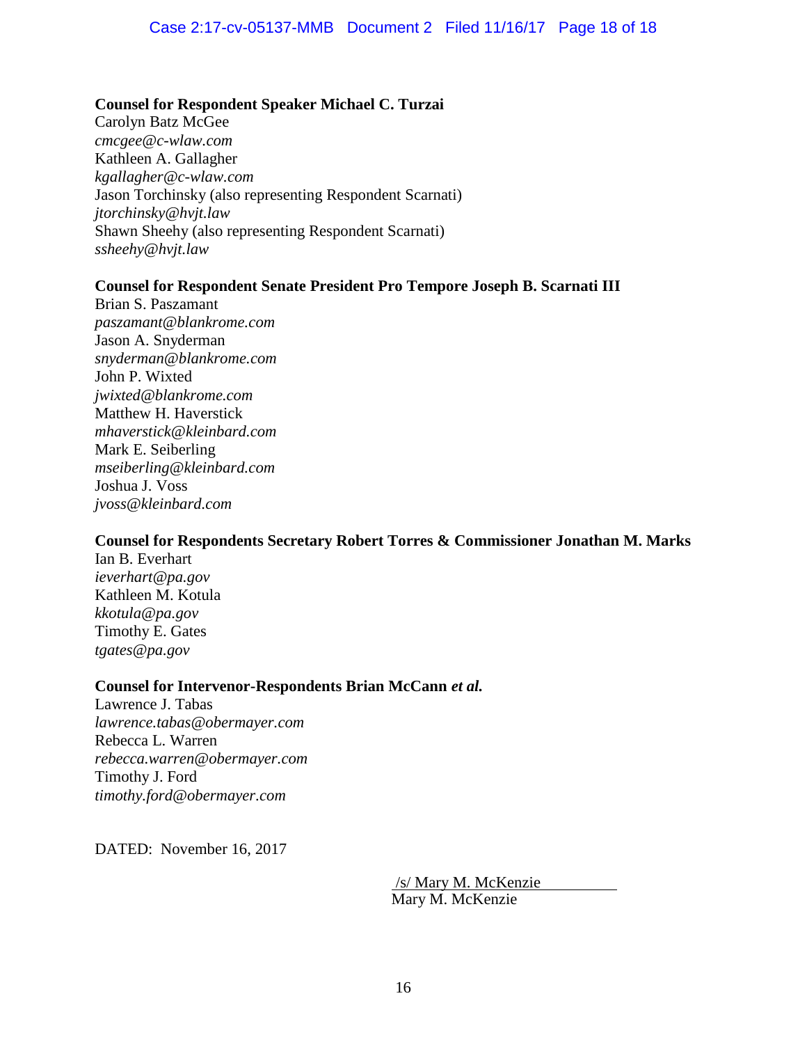**Counsel for Respondent Speaker Michael C. Turzai**
Carolyn Batz McGee
*cmcgee@c-wlaw.com*
Kathleen A. Gallagher
*kgallagher@c-wlaw.com*
Jason Torchinsky (also representing Respondent Scarnati)
*jtorchinsky@hvjt.law*
Shawn Sheehy (also representing Respondent Scarnati)
*ssheehy@hvjt.law*

**Counsel for Respondent Senate President Pro Tempore Joseph B. Scarnati III**
Brian S. Paszamant
*paszamant@blankrome.com*
Jason A. Snyderman
*snyderman@blankrome.com*
John P. Wixted
*jwixted@blankrome.com*
Matthew H. Haverstick
*mhaverstick@kleinbard.com*
Mark E. Seiberling
*mseiberling@kleinbard.com*
Joshua J. Voss
*jvoss@kleinbard.com*

**Counsel for Respondents Secretary Robert Torres & Commissioner Jonathan M. Marks**
Ian B. Everhart
*ieverhart@pa.gov*
Kathleen M. Kotula
*kkotula@pa.gov*
Timothy E. Gates
*tgates@pa.gov*

**Counsel for Intervenor-Respondents Brian McCann *et al.***
Lawrence J. Tabas
*lawrence.tabas@obermayer.com*
Rebecca L. Warren
*rebecca.warren@obermayer.com*
Timothy J. Ford
*timothy.ford@obermayer.com*

DATED: November 16, 2017

/s/ Mary M. McKenzie
Mary M. McKenzie